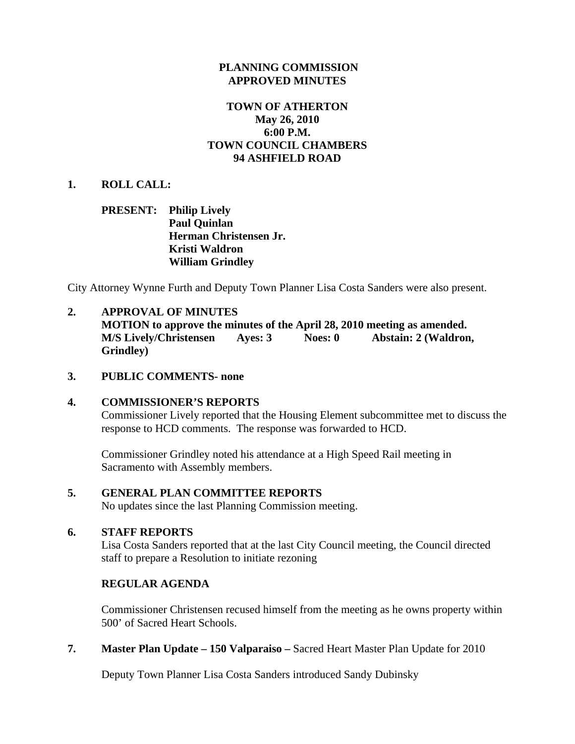**PLANNING COMMISSION**
**APPROVED MINUTES**

**TOWN OF ATHERTON**
**May 26, 2010**
**6:00 P.M.**
**TOWN COUNCIL CHAMBERS**
**94 ASHFIELD ROAD**

**1. ROLL CALL:**

**PRESENT: Philip Lively**
**Paul Quinlan**
**Herman Christensen Jr.**
**Kristi Waldron**
**William Grindley**

City Attorney Wynne Furth and Deputy Town Planner Lisa Costa Sanders were also present.

**2. APPROVAL OF MINUTES**
**MOTION to approve the minutes of the April 28, 2010 meeting as amended.**
**M/S Lively/Christensen Ayes: 3 Noes: 0 Abstain: 2 (Waldron, Grindley)**

**3. PUBLIC COMMENTS- none**

**4. COMMISSIONER'S REPORTS**

Commissioner Lively reported that the Housing Element subcommittee met to discuss the response to HCD comments. The response was forwarded to HCD.

Commissioner Grindley noted his attendance at a High Speed Rail meeting in Sacramento with Assembly members.

**5. GENERAL PLAN COMMITTEE REPORTS**

No updates since the last Planning Commission meeting.

**6. STAFF REPORTS**

Lisa Costa Sanders reported that at the last City Council meeting, the Council directed staff to prepare a Resolution to initiate rezoning

**REGULAR AGENDA**

Commissioner Christensen recused himself from the meeting as he owns property within 500' of Sacred Heart Schools.

**7. Master Plan Update – 150 Valparaiso –** Sacred Heart Master Plan Update for 2010

Deputy Town Planner Lisa Costa Sanders introduced Sandy Dubinsky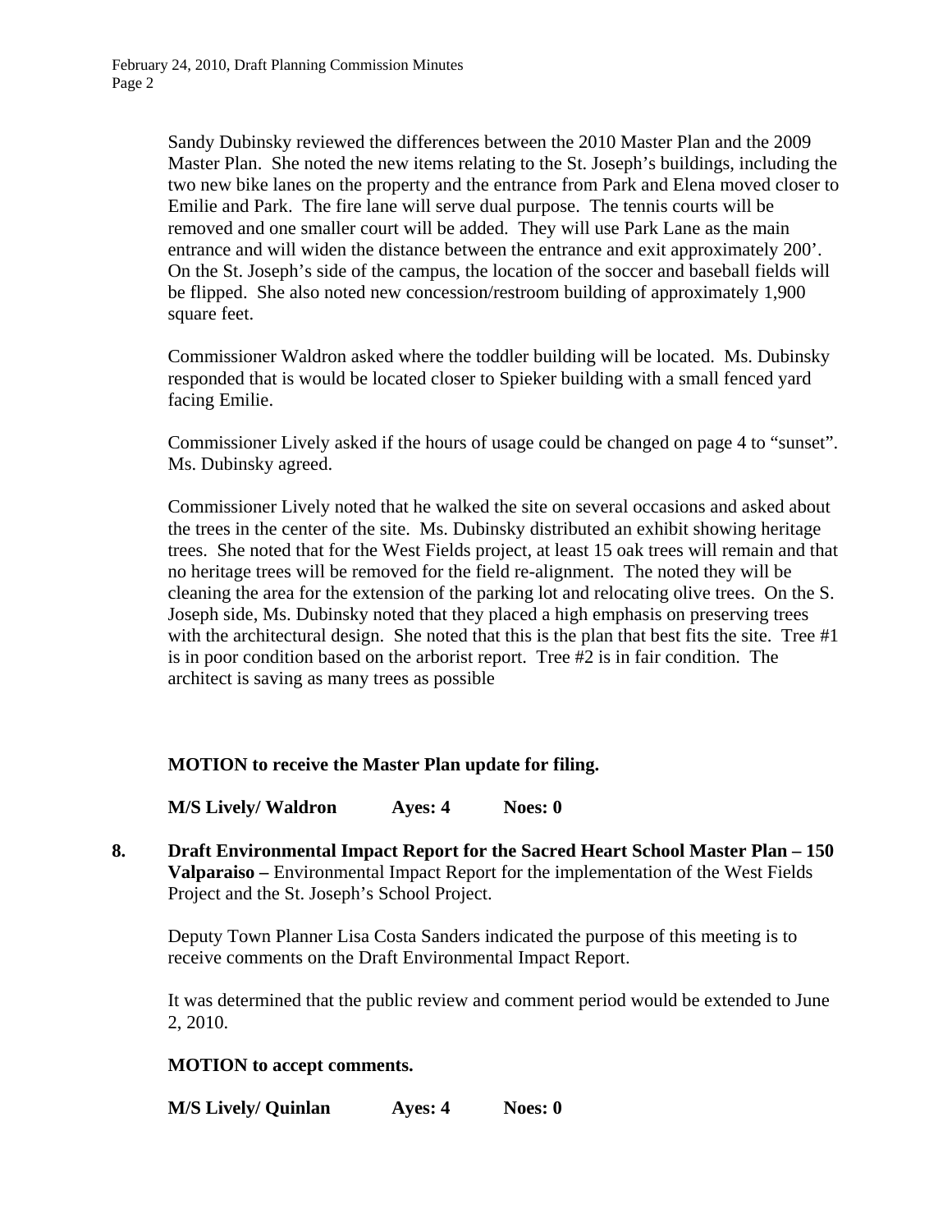Sandy Dubinsky reviewed the differences between the 2010 Master Plan and the 2009 Master Plan. She noted the new items relating to the St. Joseph's buildings, including the two new bike lanes on the property and the entrance from Park and Elena moved closer to Emilie and Park. The fire lane will serve dual purpose. The tennis courts will be removed and one smaller court will be added. They will use Park Lane as the main entrance and will widen the distance between the entrance and exit approximately 200'. On the St. Joseph's side of the campus, the location of the soccer and baseball fields will be flipped. She also noted new concession/restroom building of approximately 1,900 square feet.

Commissioner Waldron asked where the toddler building will be located. Ms. Dubinsky responded that is would be located closer to Spieker building with a small fenced yard facing Emilie.

Commissioner Lively asked if the hours of usage could be changed on page 4 to "sunset". Ms. Dubinsky agreed.

Commissioner Lively noted that he walked the site on several occasions and asked about the trees in the center of the site. Ms. Dubinsky distributed an exhibit showing heritage trees. She noted that for the West Fields project, at least 15 oak trees will remain and that no heritage trees will be removed for the field re-alignment. The noted they will be cleaning the area for the extension of the parking lot and relocating olive trees. On the S. Joseph side, Ms. Dubinsky noted that they placed a high emphasis on preserving trees with the architectural design. She noted that this is the plan that best fits the site. Tree #1 is in poor condition based on the arborist report. Tree #2 is in fair condition. The architect is saving as many trees as possible

**MOTION to receive the Master Plan update for filing.**

**M/S Lively/ Waldron Ayes: 4 Noes: 0**

**8. Draft Environmental Impact Report for the Sacred Heart School Master Plan – 150 Valparaiso –** Environmental Impact Report for the implementation of the West Fields Project and the St. Joseph's School Project.

Deputy Town Planner Lisa Costa Sanders indicated the purpose of this meeting is to receive comments on the Draft Environmental Impact Report.

It was determined that the public review and comment period would be extended to June 2, 2010.

**MOTION to accept comments.**

**M/S Lively/ Quinlan Ayes: 4 Noes: 0**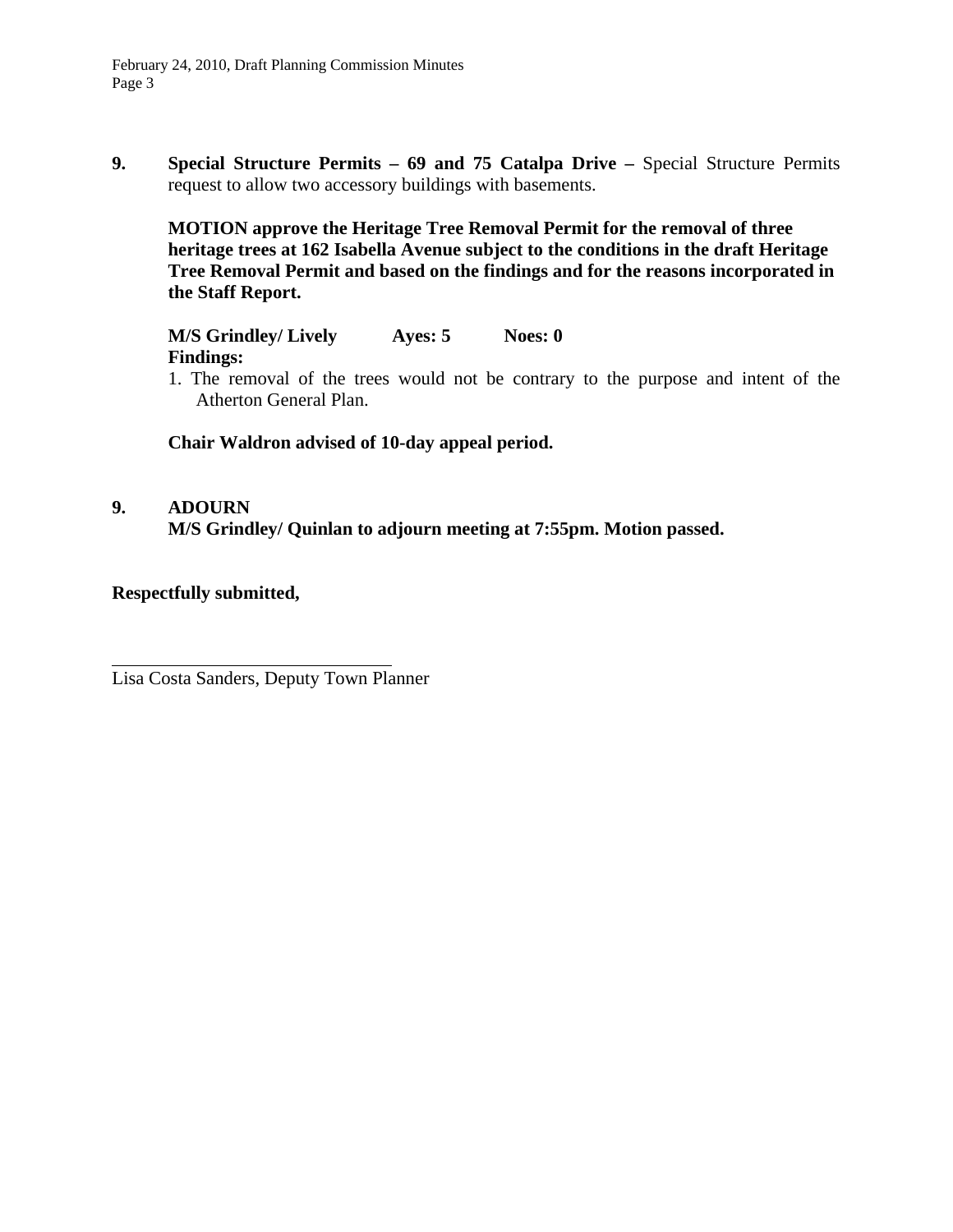**9. Special Structure Permits – 69 and 75 Catalpa Drive –** Special Structure Permits request to allow two accessory buildings with basements.

**MOTION approve the Heritage Tree Removal Permit for the removal of three heritage trees at 162 Isabella Avenue subject to the conditions in the draft Heritage Tree Removal Permit and based on the findings and for the reasons incorporated in the Staff Report.**

**M/S Grindley/ Lively Ayes: 5 Noes: 0**

**Findings:**

1. The removal of the trees would not be contrary to the purpose and intent of the Atherton General Plan.

**Chair Waldron advised of 10-day appeal period.**

**9. ADOURN**

**M/S Grindley/ Quinlan to adjourn meeting at 7:55pm. Motion passed.**

**Respectfully submitted,**

\_\_\_\_\_\_\_\_\_\_\_\_\_\_\_\_\_\_\_\_\_\_\_\_\_\_\_\_\_\_\_\_

Lisa Costa Sanders, Deputy Town Planner